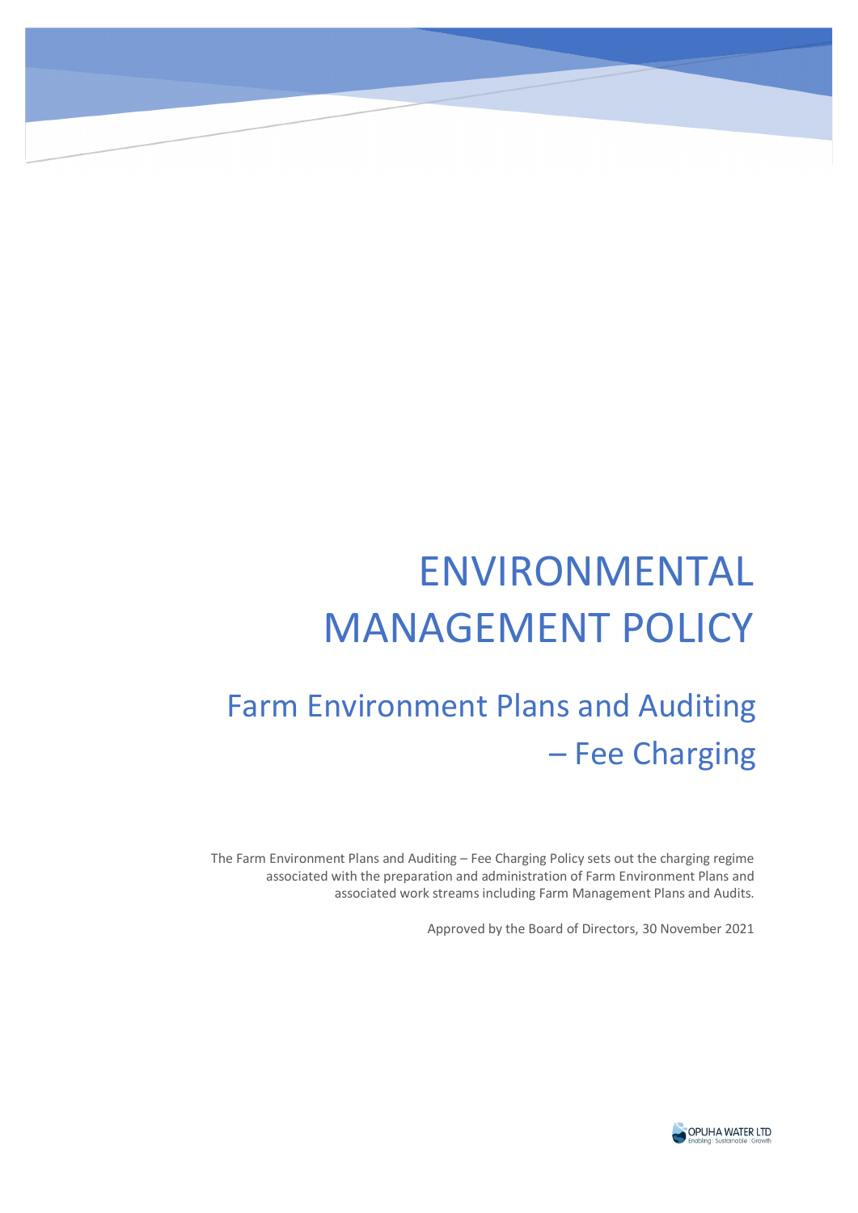# ENVIRONMENTAL MANAGEMENT POLICY

## Farm Environment Plans and Auditing – Fee Charging

The Farm Environment Plans and Auditing – Fee Charging Policy sets out the charging regime associated with the preparation and administration of Farm Environment Plans and associated work streams including Farm Management Plans and Audits.

Approved by the Board of Directors, 30 November 2021

OPUHA WATER LTD
Enabling | Sustainable | Growth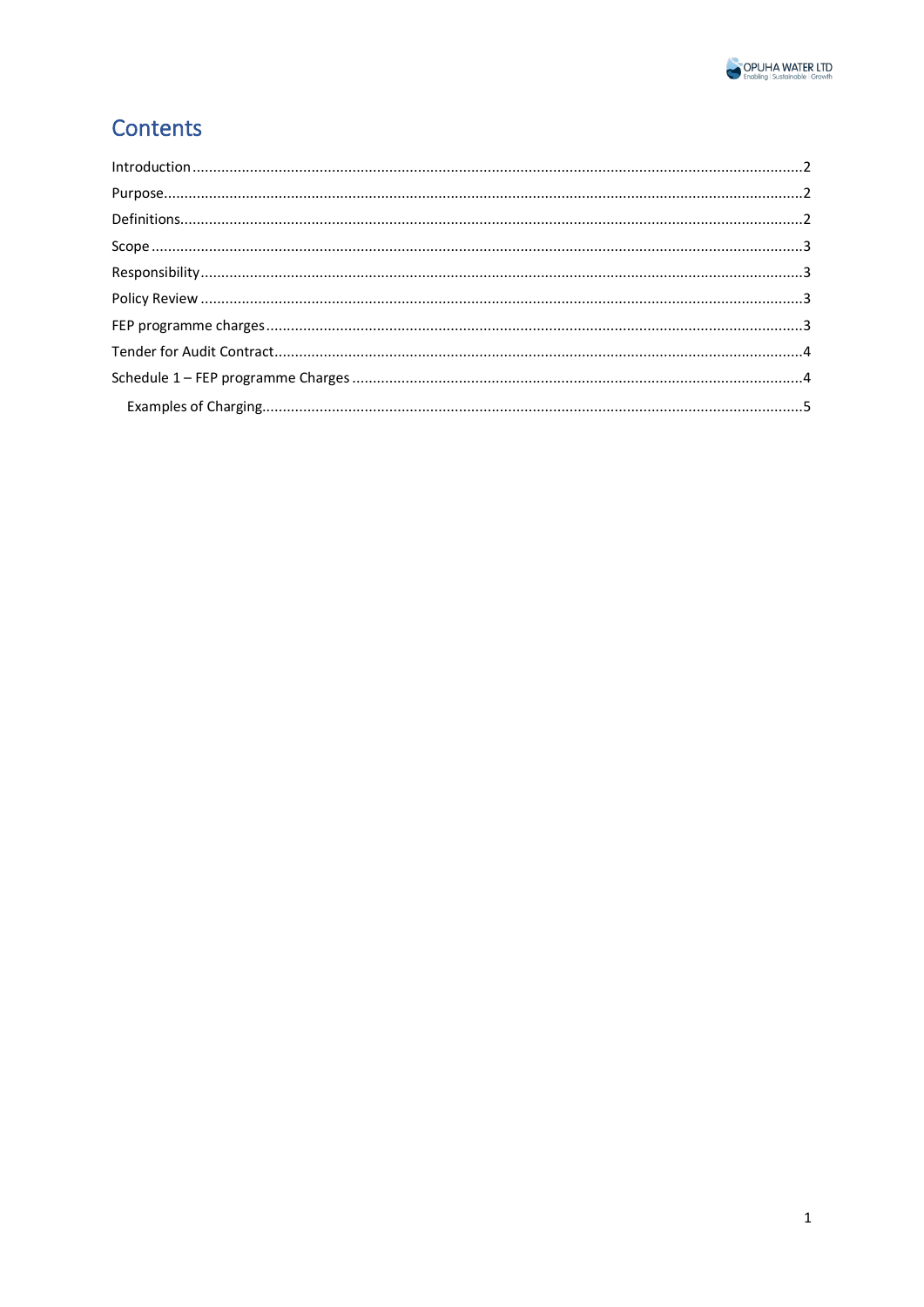# Contents

Introduction ....................................................................................................................................2

Purpose............................................................................................................................................2

Definitions........................................................................................................................................2

Scope ...............................................................................................................................................3

Responsibility...................................................................................................................................3

Policy Review ...................................................................................................................................3

FEP programme charges ...................................................................................................................3

Tender for Audit Contract..................................................................................................................4

Schedule 1 – FEP programme Charges ...............................................................................................4

Examples of Charging.....................................................................................................................5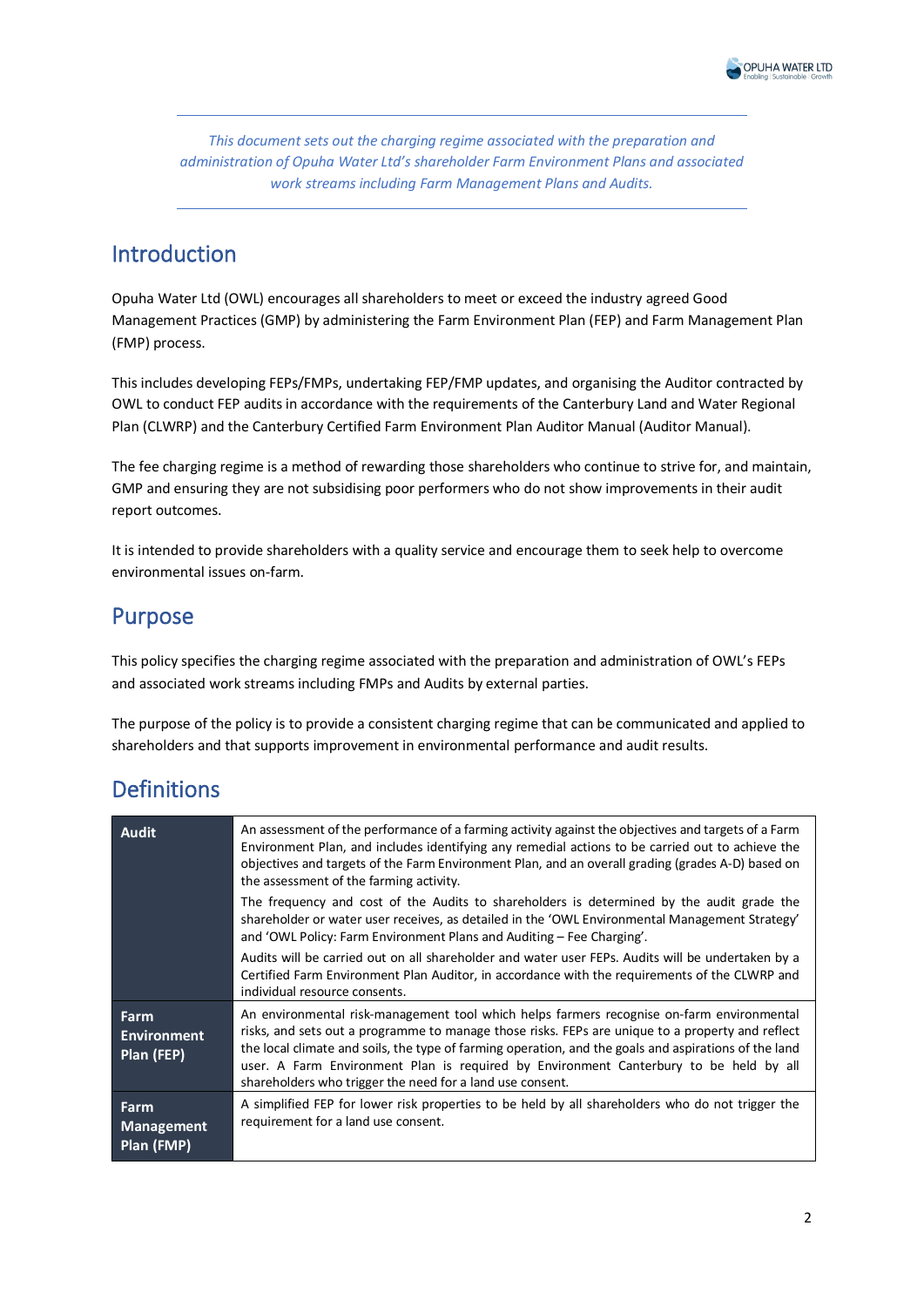*This document sets out the charging regime associated with the preparation and administration of Opuha Water Ltd's shareholder Farm Environment Plans and associated work streams including Farm Management Plans and Audits.*

## Introduction

Opuha Water Ltd (OWL) encourages all shareholders to meet or exceed the industry agreed Good Management Practices (GMP) by administering the Farm Environment Plan (FEP) and Farm Management Plan (FMP) process.

This includes developing FEPs/FMPs, undertaking FEP/FMP updates, and organising the Auditor contracted by OWL to conduct FEP audits in accordance with the requirements of the Canterbury Land and Water Regional Plan (CLWRP) and the Canterbury Certified Farm Environment Plan Auditor Manual (Auditor Manual).

The fee charging regime is a method of rewarding those shareholders who continue to strive for, and maintain, GMP and ensuring they are not subsidising poor performers who do not show improvements in their audit report outcomes.

It is intended to provide shareholders with a quality service and encourage them to seek help to overcome environmental issues on-farm.

## Purpose

This policy specifies the charging regime associated with the preparation and administration of OWL's FEPs and associated work streams including FMPs and Audits by external parties.

The purpose of the policy is to provide a consistent charging regime that can be communicated and applied to shareholders and that supports improvement in environmental performance and audit results.

## Definitions

| | |
|---|---|
| **Audit** | An assessment of the performance of a farming activity against the objectives and targets of a Farm Environment Plan, and includes identifying any remedial actions to be carried out to achieve the objectives and targets of the Farm Environment Plan, and an overall grading (grades A-D) based on the assessment of the farming activity.<br><br>The frequency and cost of the Audits to shareholders is determined by the audit grade the shareholder or water user receives, as detailed in the 'OWL Environmental Management Strategy' and 'OWL Policy: Farm Environment Plans and Auditing – Fee Charging'.<br><br>Audits will be carried out on all shareholder and water user FEPs. Audits will be undertaken by a Certified Farm Environment Plan Auditor, in accordance with the requirements of the CLWRP and individual resource consents. |
| **Farm Environment Plan (FEP)** | An environmental risk-management tool which helps farmers recognise on-farm environmental risks, and sets out a programme to manage those risks. FEPs are unique to a property and reflect the local climate and soils, the type of farming operation, and the goals and aspirations of the land user. A Farm Environment Plan is required by Environment Canterbury to be held by all shareholders who trigger the need for a land use consent. |
| **Farm Management Plan (FMP)** | A simplified FEP for lower risk properties to be held by all shareholders who do not trigger the requirement for a land use consent. |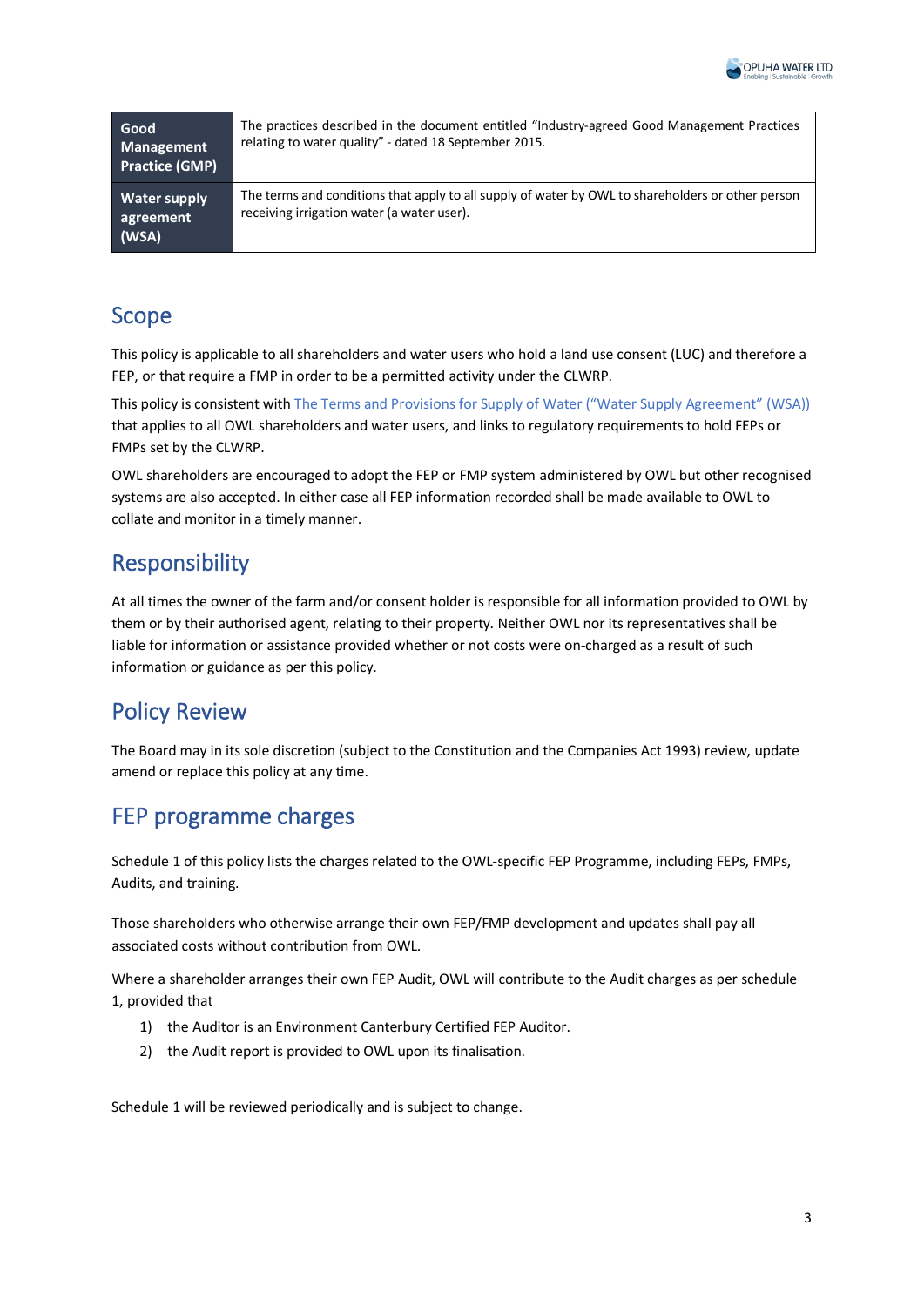| | |
|---|---|
| **Good Management Practice (GMP)** | The practices described in the document entitled "Industry-agreed Good Management Practices relating to water quality" - dated 18 September 2015. |
| **Water supply agreement (WSA)** | The terms and conditions that apply to all supply of water by OWL to shareholders or other person receiving irrigation water (a water user). |

## Scope

This policy is applicable to all shareholders and water users who hold a land use consent (LUC) and therefore a FEP, or that require a FMP in order to be a permitted activity under the CLWRP.

This policy is consistent with The Terms and Provisions for Supply of Water ("Water Supply Agreement" (WSA)) that applies to all OWL shareholders and water users, and links to regulatory requirements to hold FEPs or FMPs set by the CLWRP.

OWL shareholders are encouraged to adopt the FEP or FMP system administered by OWL but other recognised systems are also accepted. In either case all FEP information recorded shall be made available to OWL to collate and monitor in a timely manner.

## Responsibility

At all times the owner of the farm and/or consent holder is responsible for all information provided to OWL by them or by their authorised agent, relating to their property. Neither OWL nor its representatives shall be liable for information or assistance provided whether or not costs were on-charged as a result of such information or guidance as per this policy.

## Policy Review

The Board may in its sole discretion (subject to the Constitution and the Companies Act 1993) review, update amend or replace this policy at any time.

## FEP programme charges

Schedule 1 of this policy lists the charges related to the OWL-specific FEP Programme, including FEPs, FMPs, Audits, and training.

Those shareholders who otherwise arrange their own FEP/FMP development and updates shall pay all associated costs without contribution from OWL.

Where a shareholder arranges their own FEP Audit, OWL will contribute to the Audit charges as per schedule 1, provided that

1) the Auditor is an Environment Canterbury Certified FEP Auditor.
2) the Audit report is provided to OWL upon its finalisation.

Schedule 1 will be reviewed periodically and is subject to change.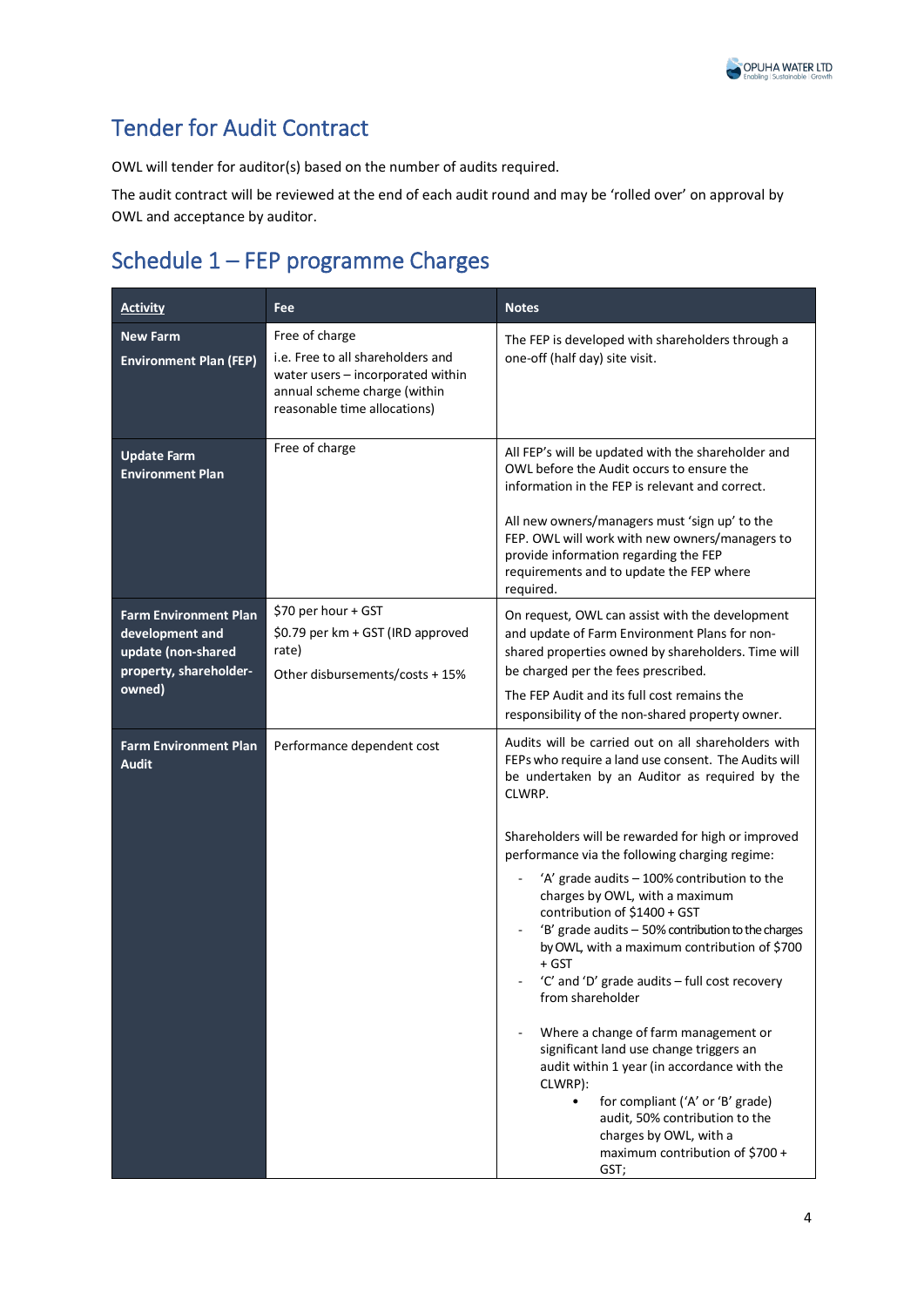## Tender for Audit Contract

OWL will tender for auditor(s) based on the number of audits required.

The audit contract will be reviewed at the end of each audit round and may be 'rolled over' on approval by OWL and acceptance by auditor.

## Schedule 1 – FEP programme Charges

| Activity | Fee | Notes |
|---|---|---|
| **New Farm Environment Plan (FEP)** | Free of charge<br>i.e. Free to all shareholders and water users – incorporated within annual scheme charge (within reasonable time allocations) | The FEP is developed with shareholders through a one-off (half day) site visit. |
| **Update Farm Environment Plan** | Free of charge | All FEP's will be updated with the shareholder and OWL before the Audit occurs to ensure the information in the FEP is relevant and correct.<br><br>All new owners/managers must 'sign up' to the FEP. OWL will work with new owners/managers to provide information regarding the FEP requirements and to update the FEP where required. |
| **Farm Environment Plan development and update (non-shared property, shareholder-owned)** | $70 per hour + GST<br>$0.79 per km + GST (IRD approved rate)<br>Other disbursements/costs + 15% | On request, OWL can assist with the development and update of Farm Environment Plans for non-shared properties owned by shareholders. Time will be charged per the fees prescribed.<br>The FEP Audit and its full cost remains the responsibility of the non-shared property owner. |
| **Farm Environment Plan Audit** | Performance dependent cost | Audits will be carried out on all shareholders with FEPs who require a land use consent. The Audits will be undertaken by an Auditor as required by the CLWRP.<br><br>Shareholders will be rewarded for high or improved performance via the following charging regime:<br>- 'A' grade audits – 100% contribution to the charges by OWL, with a maximum contribution of $1400 + GST<br>- 'B' grade audits – 50% contribution to the charges by OWL, with a maximum contribution of $700 + GST<br>- 'C' and 'D' grade audits – full cost recovery from shareholder<br><br>- Where a change of farm management or significant land use change triggers an audit within 1 year (in accordance with the CLWRP):<br>  • for compliant ('A' or 'B' grade) audit, 50% contribution to the charges by OWL, with a maximum contribution of $700 + GST; |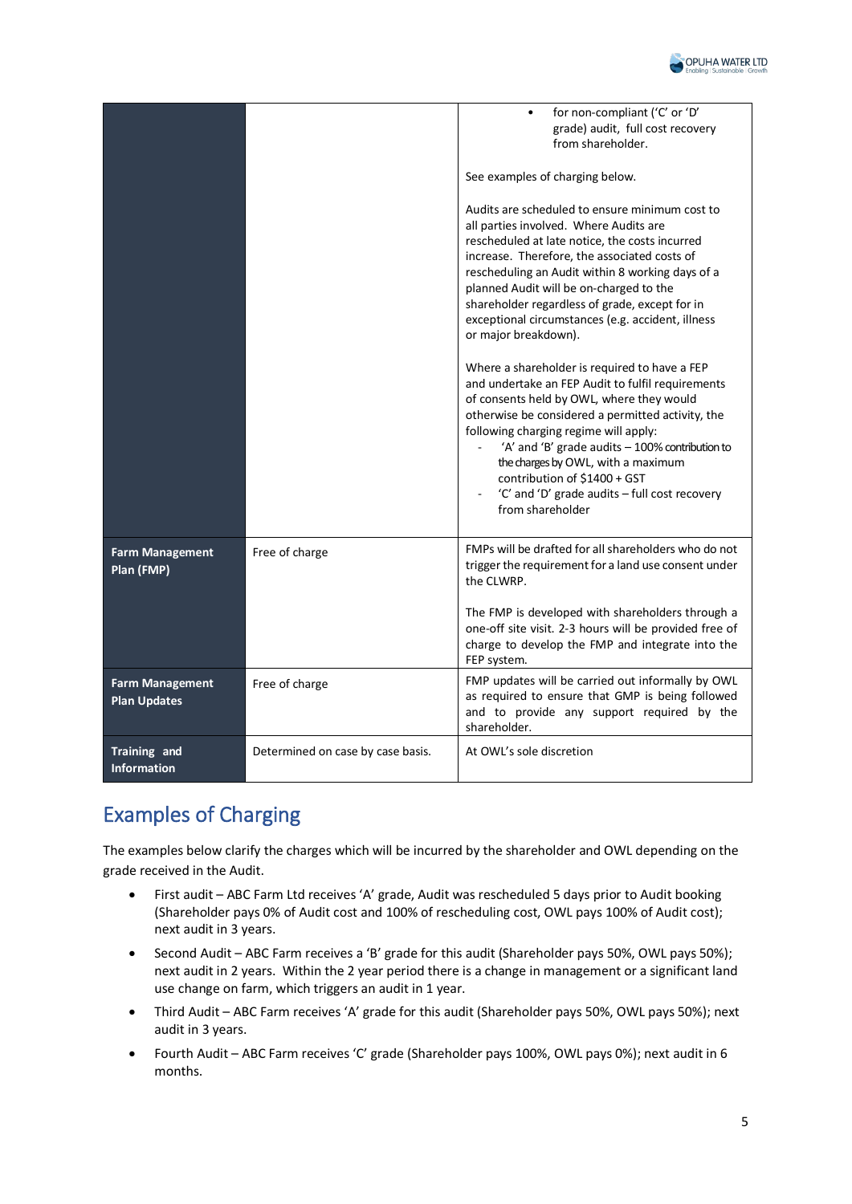| | | |
|---|---|---|
| | | <ul><li>for non-compliant ('C' or 'D' grade) audit, full cost recovery from shareholder.</li></ul> See examples of charging below. <br><br> Audits are scheduled to ensure minimum cost to all parties involved. Where Audits are rescheduled at late notice, the costs incurred increase. Therefore, the associated costs of rescheduling an Audit within 8 working days of a planned Audit will be on-charged to the shareholder regardless of grade, except for in exceptional circumstances (e.g. accident, illness or major breakdown). <br><br> Where a shareholder is required to have a FEP and undertake an FEP Audit to fulfil requirements of consents held by OWL, where they would otherwise be considered a permitted activity, the following charging regime will apply: <br> - 'A' and 'B' grade audits – 100% contribution to the charges by OWL, with a maximum contribution of $1400 + GST <br> - 'C' and 'D' grade audits – full cost recovery from shareholder |
| **Farm Management Plan (FMP)** | Free of charge | FMPs will be drafted for all shareholders who do not trigger the requirement for a land use consent under the CLWRP. <br><br> The FMP is developed with shareholders through a one-off site visit. 2-3 hours will be provided free of charge to develop the FMP and integrate into the FEP system. |
| **Farm Management Plan Updates** | Free of charge | FMP updates will be carried out informally by OWL as required to ensure that GMP is being followed and to provide any support required by the shareholder. |
| **Training and Information** | Determined on case by case basis. | At OWL's sole discretion |

## Examples of Charging

The examples below clarify the charges which will be incurred by the shareholder and OWL depending on the grade received in the Audit.

- First audit – ABC Farm Ltd receives 'A' grade, Audit was rescheduled 5 days prior to Audit booking (Shareholder pays 0% of Audit cost and 100% of rescheduling cost, OWL pays 100% of Audit cost); next audit in 3 years.
- Second Audit – ABC Farm receives a 'B' grade for this audit (Shareholder pays 50%, OWL pays 50%); next audit in 2 years. Within the 2 year period there is a change in management or a significant land use change on farm, which triggers an audit in 1 year.
- Third Audit – ABC Farm receives 'A' grade for this audit (Shareholder pays 50%, OWL pays 50%); next audit in 3 years.
- Fourth Audit – ABC Farm receives 'C' grade (Shareholder pays 100%, OWL pays 0%); next audit in 6 months.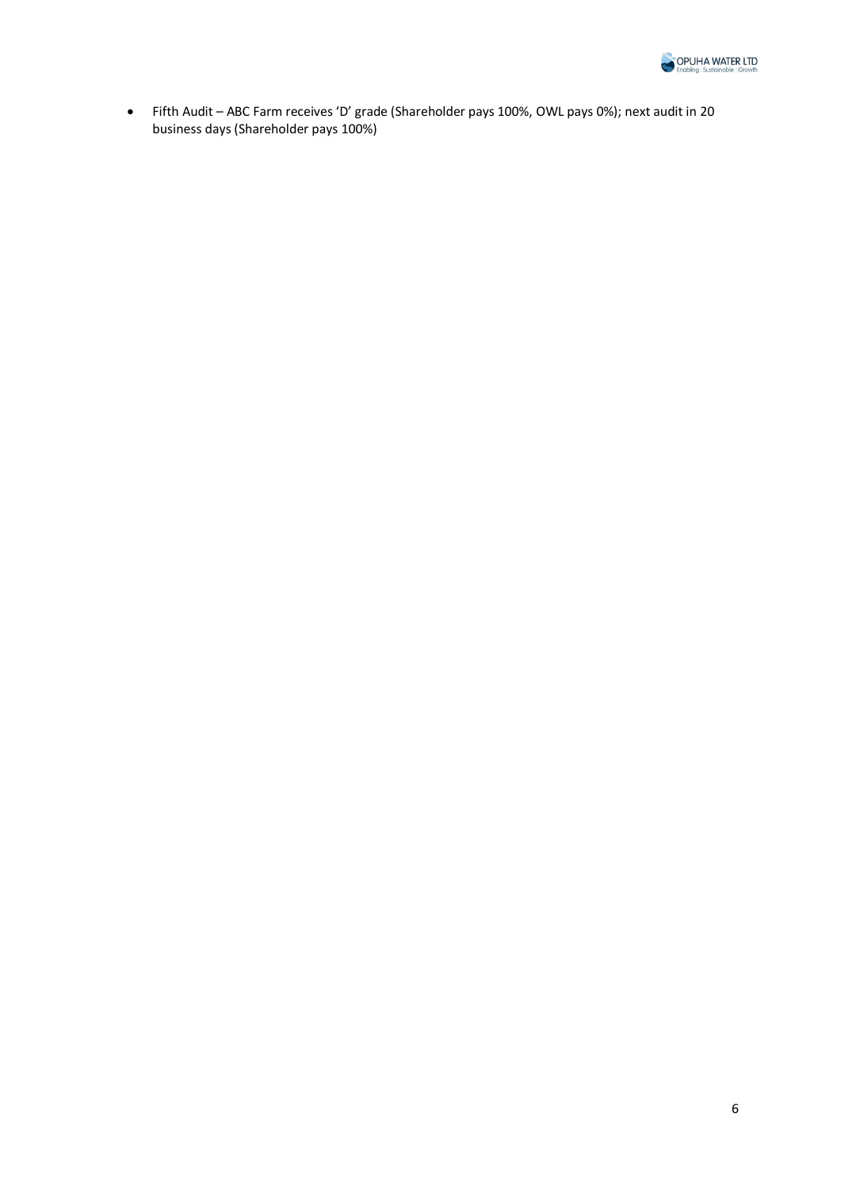- Fifth Audit – ABC Farm receives 'D' grade (Shareholder pays 100%, OWL pays 0%); next audit in 20 business days (Shareholder pays 100%)